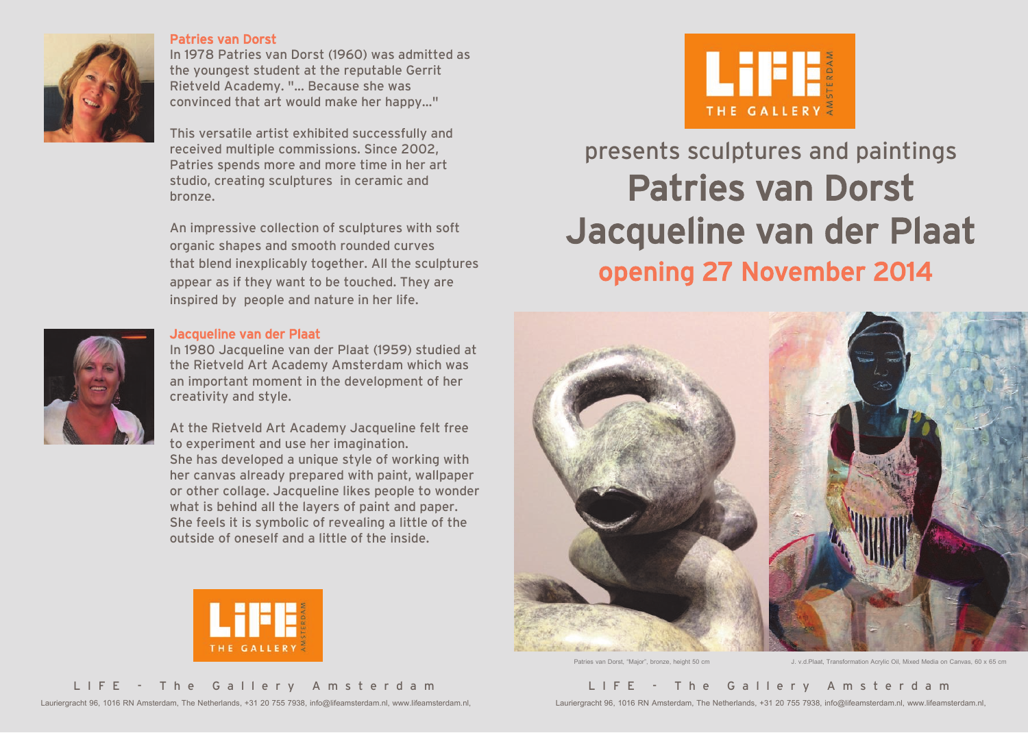## Patries van Dorst

In 1978 Patries van Dorst (1960) was admitted as the youngest student at the reputable Gerrit Rietveld Academy. "... Because she was convinced that art would make her happy..."

This versatile artist exhibited successfully and received multiple commissions. Since 2002, Patries spends more and more time in her art studio, creating sculptures in ceramic and bronze.

An impressive collection of sculptures with soft organic shapes and smooth rounded curves that blend inexplicably together. All the sculptures appear as if they want to be touched. They are inspired by people and nature in her life.

## Jacqueline van der Plaat

In 1980 Jacqueline van der Plaat (1959) studied at the Rietveld Art Academy Amsterdam which was an important moment in the development of her creativity and style.

At the Rietveld Art Academy Jacqueline felt free to experiment and use her imagination. She has developed a unique style of working with her canvas already prepared with paint, wallpaper or other collage. Jacqueline likes people to wonder what is behind all the layers of paint and paper. She feels it is symbolic of revealing a little of the outside of oneself and a little of the inside.

LIFE THE GALLERY AMSTERDAM

L I F E - T h e G a l l e r y A m s t e r d a m

Lauriergracht 96, 1016 RN Amsterdam, The Netherlands, +31 20 755 7938, info@lifeamsterdam.nl, www.lifeamsterdam.nl,

LIFE THE GALLERY AMSTERDAM

presents sculptures and paintings

# Patries van Dorst
# Jacqueline van der Plaat

## opening 27 November 2014

Patries van Dorst, "Major", bronze, height 50 cm

J. v.d.Plaat, Transformation Acrylic Oil, Mixed Media on Canvas, 60 x 65 cm

L I F E - T h e G a l l e r y A m s t e r d a m

Lauriergracht 96, 1016 RN Amsterdam, The Netherlands, +31 20 755 7938, info@lifeamsterdam.nl, www.lifeamsterdam.nl,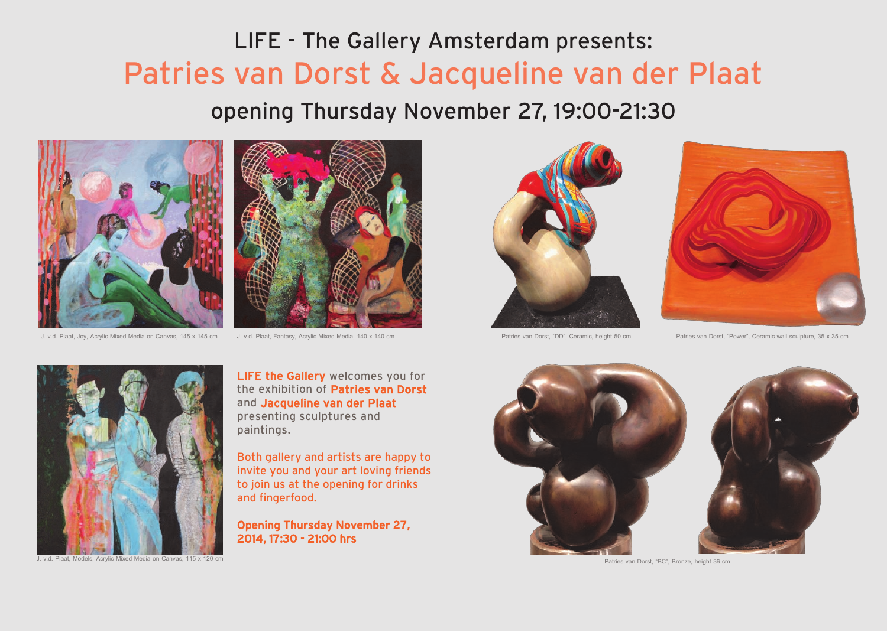LIFE - The Gallery Amsterdam presents:

# Patries van Dorst & Jacqueline van der Plaat

## opening Thursday November 27, 19:00-21:30

J. v.d. Plaat, Joy, Acrylic Mixed Media on Canvas, 145 x 145 cm

J. v.d. Plaat, Fantasy, Acrylic Mixed Media, 140 x 140 cm

Patries van Dorst, "DD", Ceramic, height 50 cm

Patries van Dorst, "Power", Ceramic wall sculpture, 35 x 35 cm

J. v.d. Plaat, Models, Acrylic Mixed Media on Canvas, 115 x 120 cm

**LIFE the Gallery** welcomes you for the exhibition of **Patries van Dorst** and **Jacqueline van der Plaat** presenting sculptures and paintings.

Both gallery and artists are happy to invite you and your art loving friends to join us at the opening for drinks and fingerfood.

**Opening Thursday November 27, 2014, 17:30 - 21:00 hrs**

Patries van Dorst, "BC", Bronze, height 36 cm